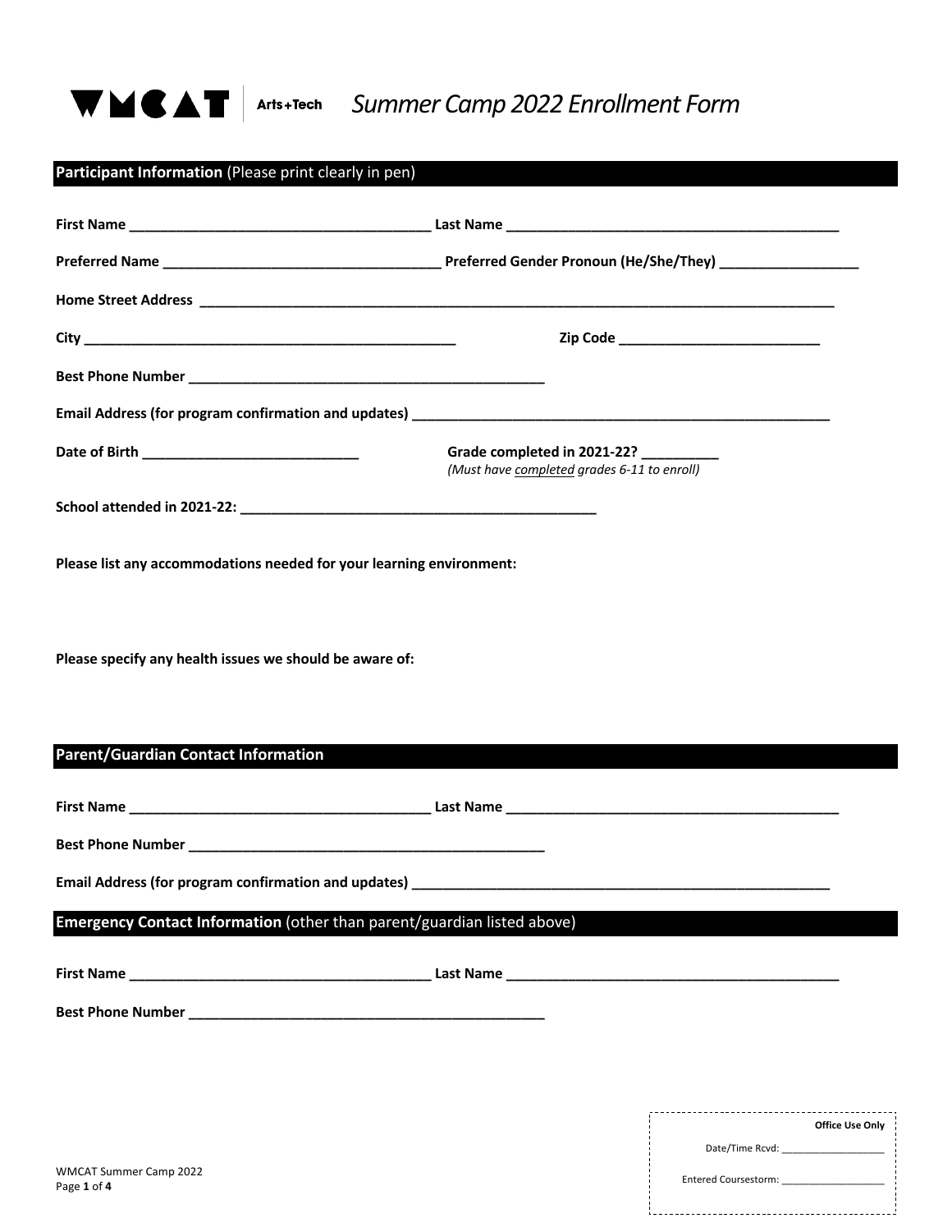# WMCAT Arts+Tech *Summer Camp 2022 Enrollment Form*

## **Participant Information** (Please print clearly in pen)

**First Name** _______________________________________ **Last Name** ___________________________________________

**Preferred Name** ___________________________________ **Preferred Gender Pronoun (He/She/They)** _________________

**Home Street Address** _________________________________________________________________________________

**City** ________________________________________________ **Zip Code** __________________________

**Best Phone Number** _______________________________________________

**Email Address (for program confirmation and updates)** _______________________________________________________

**Date of Birth** ___________________________ **Grade completed in 2021-22?** __________
*(Must have completed grades 6-11 to enroll)*

**School attended in 2021-22:** ______________________________________________

**Please list any accommodations needed for your learning environment:**

**Please specify any health issues we should be aware of:**

## **Parent/Guardian Contact Information**

**First Name** _______________________________________ **Last Name** ___________________________________________

**Best Phone Number** _______________________________________________

**Email Address (for program confirmation and updates)** _______________________________________________________

## **Emergency Contact Information** (other than parent/guardian listed above)

**First Name** _______________________________________ **Last Name** ___________________________________________

**Best Phone Number** _______________________________________________

**Office Use Only**

Date/Time Rcvd: __________________

Entered Coursestorm: __________________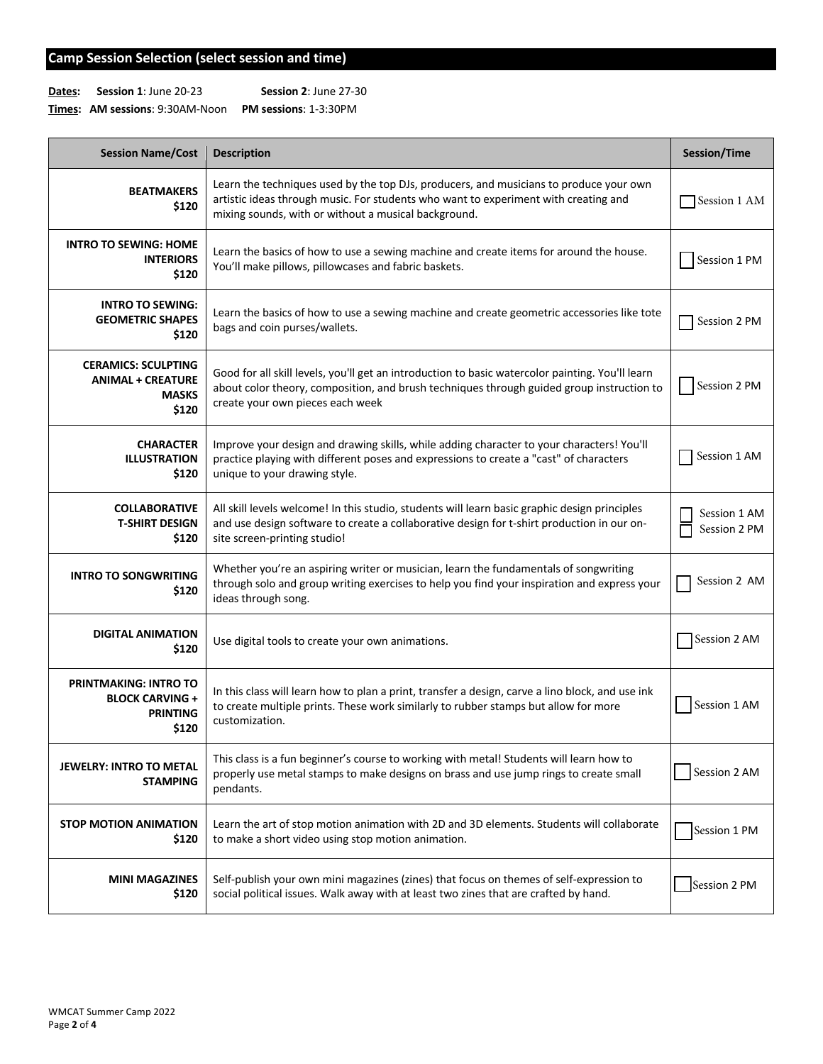## Camp Session Selection (select session and time)

**Dates:** **Session 1**: June 20-23 **Session 2**: June 27-30

**Times:** **AM sessions**: 9:30AM-Noon **PM sessions**: 1-3:30PM

| Session Name/Cost | Description | Session/Time |
|---|---|---|
| **BEATMAKERS $120** | Learn the techniques used by the top DJs, producers, and musicians to produce your own artistic ideas through music. For students who want to experiment with creating and mixing sounds, with or without a musical background. | ☐ Session 1 AM |
| **INTRO TO SEWING: HOME INTERIORS $120** | Learn the basics of how to use a sewing machine and create items for around the house. You'll make pillows, pillowcases and fabric baskets. | ☐ Session 1 PM |
| **INTRO TO SEWING: GEOMETRIC SHAPES $120** | Learn the basics of how to use a sewing machine and create geometric accessories like tote bags and coin purses/wallets. | ☐ Session 2 PM |
| **CERAMICS: SCULPTING ANIMAL + CREATURE MASKS $120** | Good for all skill levels, you'll get an introduction to basic watercolor painting. You'll learn about color theory, composition, and brush techniques through guided group instruction to create your own pieces each week | ☐ Session 2 PM |
| **CHARACTER ILLUSTRATION $120** | Improve your design and drawing skills, while adding character to your characters! You'll practice playing with different poses and expressions to create a "cast" of characters unique to your drawing style. | ☐ Session 1 AM |
| **COLLABORATIVE T-SHIRT DESIGN $120** | All skill levels welcome! In this studio, students will learn basic graphic design principles and use design software to create a collaborative design for t-shirt production in our on-site screen-printing studio! | ☐ Session 1 AM<br>☐ Session 2 PM |
| **INTRO TO SONGWRITING $120** | Whether you're an aspiring writer or musician, learn the fundamentals of songwriting through solo and group writing exercises to help you find your inspiration and express your ideas through song. | ☐ Session 2 AM |
| **DIGITAL ANIMATION $120** | Use digital tools to create your own animations. | ☐ Session 2 AM |
| **PRINTMAKING: INTRO TO BLOCK CARVING + PRINTING $120** | In this class will learn how to plan a print, transfer a design, carve a lino block, and use ink to create multiple prints. These work similarly to rubber stamps but allow for more customization. | ☐ Session 1 AM |
| **JEWELRY: INTRO TO METAL STAMPING** | This class is a fun beginner's course to working with metal! Students will learn how to properly use metal stamps to make designs on brass and use jump rings to create small pendants. | ☐ Session 2 AM |
| **STOP MOTION ANIMATION $120** | Learn the art of stop motion animation with 2D and 3D elements. Students will collaborate to make a short video using stop motion animation. | ☐ Session 1 PM |
| **MINI MAGAZINES $120** | Self-publish your own mini magazines (zines) that focus on themes of self-expression to social political issues. Walk away with at least two zines that are crafted by hand. | ☐ Session 2 PM |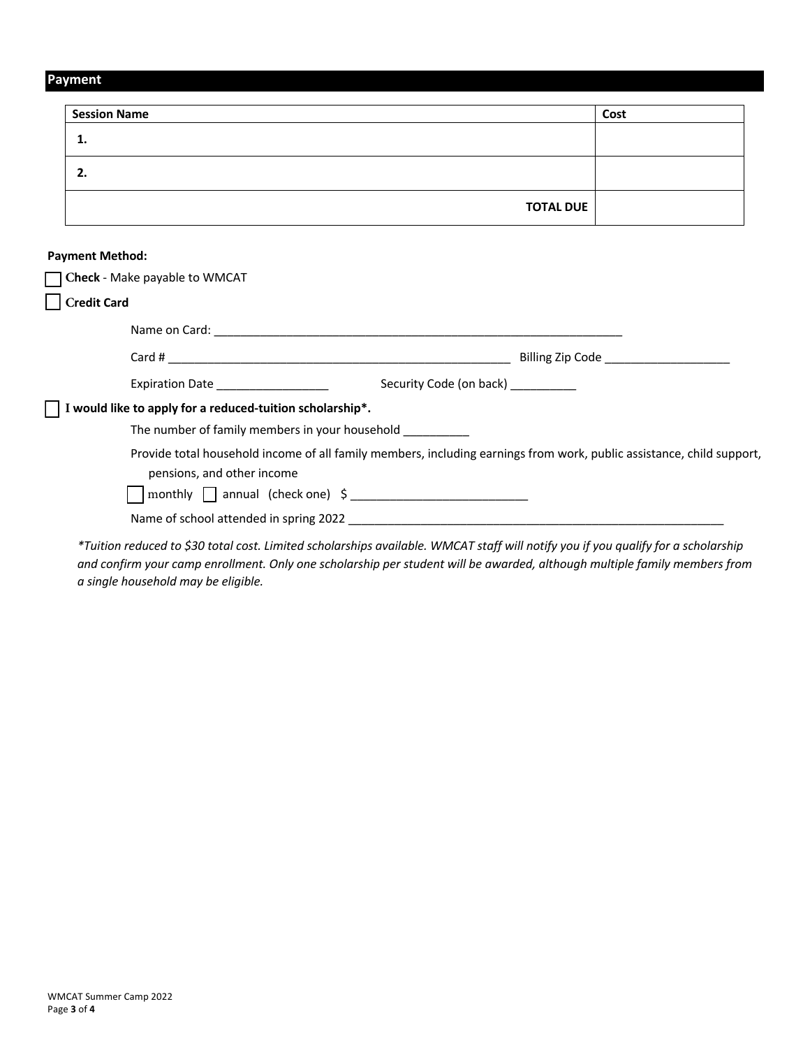## Payment

| Session Name | Cost |
|---|---|
| **1.** | |
| **2.** | |
| **TOTAL DUE** | |

**Payment Method:**

☐ **Check** - Make payable to WMCAT

☐ **Credit Card**

Name on Card: ____________________________________________________________

Card # ________________________________________________________ Billing Zip Code ___________________

Expiration Date _________________ Security Code (on back) __________

☐ **I would like to apply for a reduced-tuition scholarship*.**

The number of family members in your household __________

Provide total household income of all family members, including earnings from work, public assistance, child support, pensions, and other income

☐ monthly ☐ annual (check one) $ ___________________________

Name of school attended in spring 2022 ___________________________________________________________

*\*Tuition reduced to $30 total cost. Limited scholarships available. WMCAT staff will notify you if you qualify for a scholarship and confirm your camp enrollment. Only one scholarship per student will be awarded, although multiple family members from a single household may be eligible.*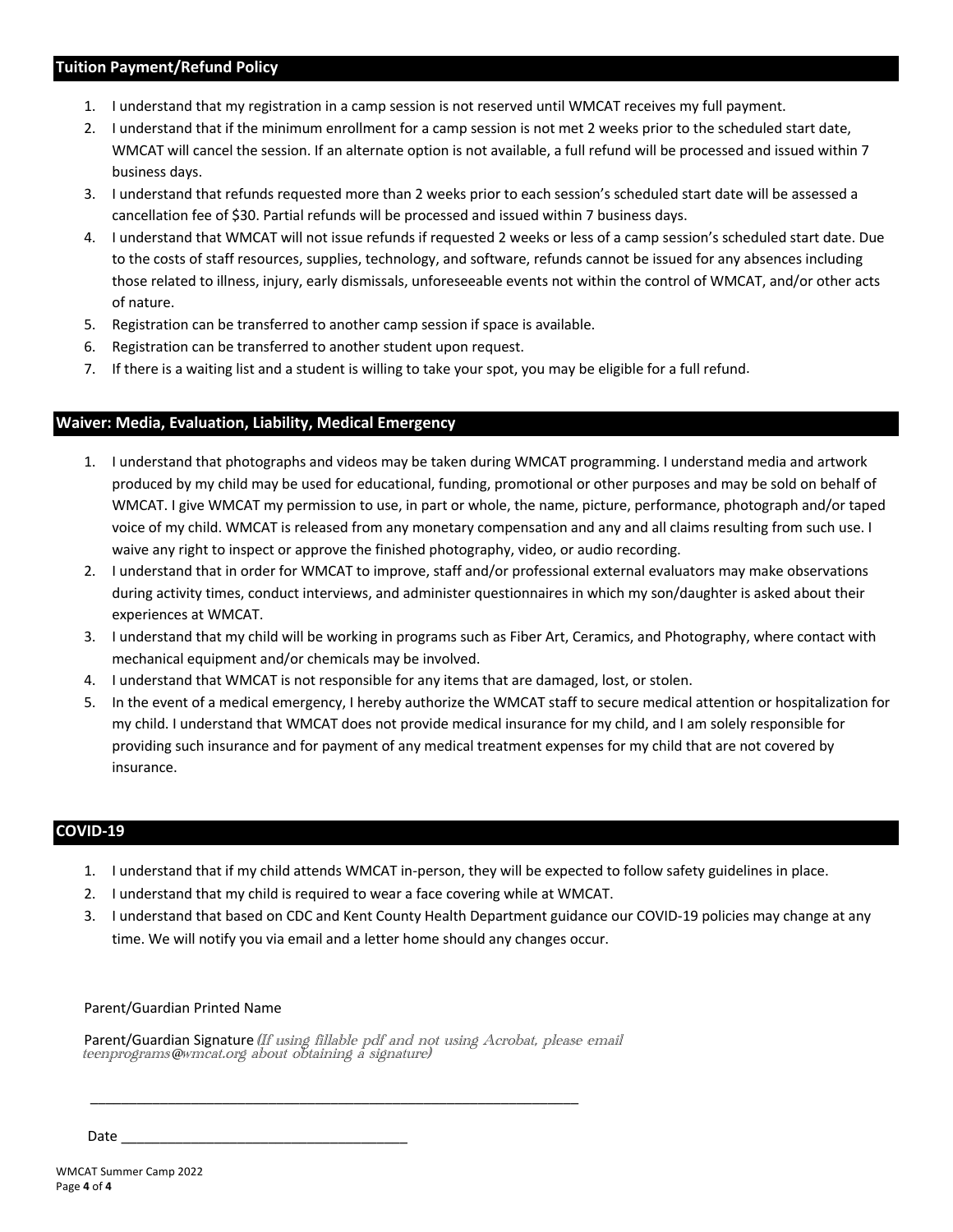## Tuition Payment/Refund Policy

1. I understand that my registration in a camp session is not reserved until WMCAT receives my full payment.
2. I understand that if the minimum enrollment for a camp session is not met 2 weeks prior to the scheduled start date, WMCAT will cancel the session. If an alternate option is not available, a full refund will be processed and issued within 7 business days.
3. I understand that refunds requested more than 2 weeks prior to each session's scheduled start date will be assessed a cancellation fee of $30. Partial refunds will be processed and issued within 7 business days.
4. I understand that WMCAT will not issue refunds if requested 2 weeks or less of a camp session's scheduled start date. Due to the costs of staff resources, supplies, technology, and software, refunds cannot be issued for any absences including those related to illness, injury, early dismissals, unforeseeable events not within the control of WMCAT, and/or other acts of nature.
5. Registration can be transferred to another camp session if space is available.
6. Registration can be transferred to another student upon request.
7. If there is a waiting list and a student is willing to take your spot, you may be eligible for a full refund.

## Waiver: Media, Evaluation, Liability, Medical Emergency

1. I understand that photographs and videos may be taken during WMCAT programming. I understand media and artwork produced by my child may be used for educational, funding, promotional or other purposes and may be sold on behalf of WMCAT. I give WMCAT my permission to use, in part or whole, the name, picture, performance, photograph and/or taped voice of my child. WMCAT is released from any monetary compensation and any and all claims resulting from such use. I waive any right to inspect or approve the finished photography, video, or audio recording.
2. I understand that in order for WMCAT to improve, staff and/or professional external evaluators may make observations during activity times, conduct interviews, and administer questionnaires in which my son/daughter is asked about their experiences at WMCAT.
3. I understand that my child will be working in programs such as Fiber Art, Ceramics, and Photography, where contact with mechanical equipment and/or chemicals may be involved.
4. I understand that WMCAT is not responsible for any items that are damaged, lost, or stolen.
5. In the event of a medical emergency, I hereby authorize the WMCAT staff to secure medical attention or hospitalization for my child. I understand that WMCAT does not provide medical insurance for my child, and I am solely responsible for providing such insurance and for payment of any medical treatment expenses for my child that are not covered by insurance.

## COVID-19

1. I understand that if my child attends WMCAT in-person, they will be expected to follow safety guidelines in place.
2. I understand that my child is required to wear a face covering while at WMCAT.
3. I understand that based on CDC and Kent County Health Department guidance our COVID-19 policies may change at any time. We will notify you via email and a letter home should any changes occur.

Parent/Guardian Printed Name

Parent/Guardian Signature *(If using fillable pdf and not using Acrobat, please email teenprograms@wmcat.org about obtaining a signature)*

_______________________________________________________________

Date ____________________________________